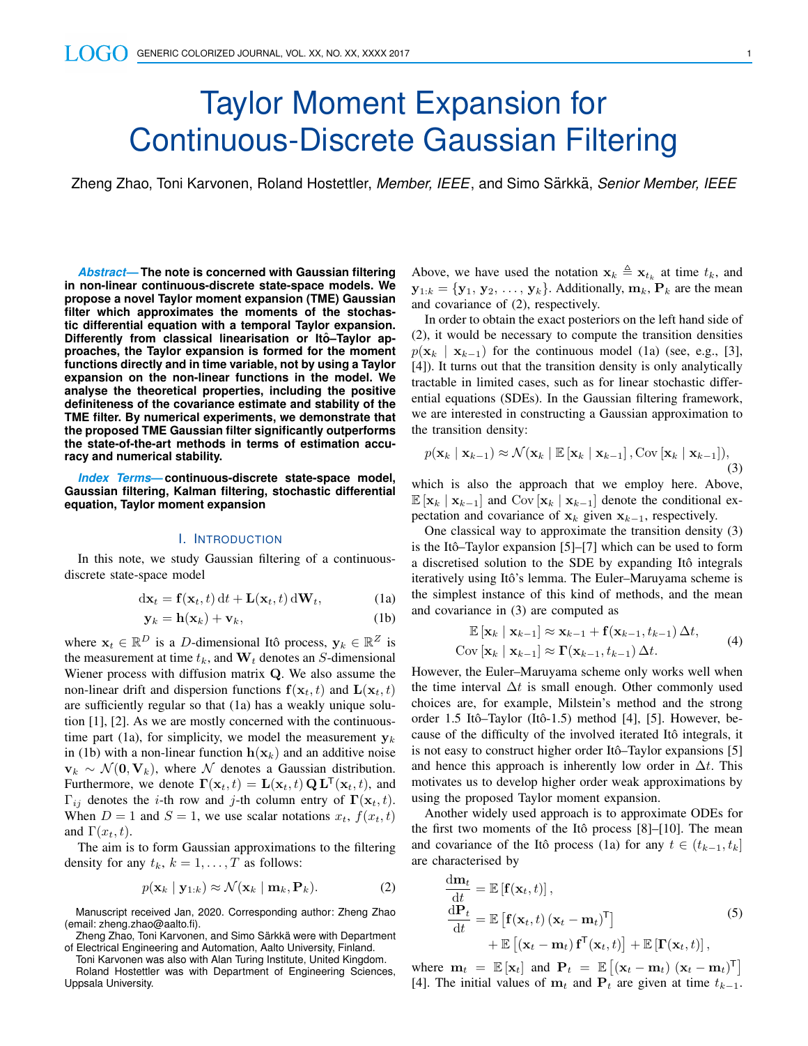# Taylor Moment Expansion for Continuous-Discrete Gaussian Filtering

Zheng Zhao, Toni Karvonen, Roland Hostettler, *Member, IEEE*, and Simo Särkkä, *Senior Member, IEEE*

***Abstract*— The note is concerned with Gaussian filtering in non-linear continuous-discrete state-space models. We propose a novel Taylor moment expansion (TME) Gaussian filter which approximates the moments of the stochastic differential equation with a temporal Taylor expansion. Differently from classical linearisation or Itô–Taylor approaches, the Taylor expansion is formed for the moment functions directly and in time variable, not by using a Taylor expansion on the non-linear functions in the model. We analyse the theoretical properties, including the positive definiteness of the covariance estimate and stability of the TME filter. By numerical experiments, we demonstrate that the proposed TME Gaussian filter significantly outperforms the state-of-the-art methods in terms of estimation accuracy and numerical stability.**

***Index Terms*— continuous-discrete state-space model, Gaussian filtering, Kalman filtering, stochastic differential equation, Taylor moment expansion**

## I. Introduction

In this note, we study Gaussian filtering of a continuous-discrete state-space model

$$\mathrm{d}\mathbf{x}_t = \mathbf{f}(\mathbf{x}_t, t)\,\mathrm{d}t + \mathbf{L}(\mathbf{x}_t, t)\,\mathrm{d}\mathbf{W}_t, \tag{1a}$$

$$\mathbf{y}_k = \mathbf{h}(\mathbf{x}_k) + \mathbf{v}_k, \tag{1b}$$

where $\mathbf{x}_t \in \mathbb{R}^D$ is a $D$-dimensional Itô process, $\mathbf{y}_k \in \mathbb{R}^Z$ is the measurement at time $t_k$, and $\mathbf{W}_t$ denotes an $S$-dimensional Wiener process with diffusion matrix $\mathbf{Q}$. We also assume the non-linear drift and dispersion functions $\mathbf{f}(\mathbf{x}_t, t)$ and $\mathbf{L}(\mathbf{x}_t, t)$ are sufficiently regular so that (1a) has a weakly unique solution [1], [2]. As we are mostly concerned with the continuous-time part (1a), for simplicity, we model the measurement $\mathbf{y}_k$ in (1b) with a non-linear function $\mathbf{h}(\mathbf{x}_k)$ and an additive noise $\mathbf{v}_k \sim \mathcal{N}(\mathbf{0}, \mathbf{V}_k)$, where $\mathcal{N}$ denotes a Gaussian distribution. Furthermore, we denote $\mathbf{\Gamma}(\mathbf{x}_t, t) = \mathbf{L}(\mathbf{x}_t, t)\,\mathbf{Q}\,\mathbf{L}^\mathsf{T}(\mathbf{x}_t, t)$, and $\Gamma_{ij}$ denotes the $i$-th row and $j$-th column entry of $\mathbf{\Gamma}(\mathbf{x}_t, t)$. When $D = 1$ and $S = 1$, we use scalar notations $x_t$, $f(x_t, t)$ and $\Gamma(x_t, t)$.

The aim is to form Gaussian approximations to the filtering density for any $t_k$, $k = 1, \ldots, T$ as follows:

$$p(\mathbf{x}_k \mid \mathbf{y}_{1:k}) \approx \mathcal{N}(\mathbf{x}_k \mid \mathbf{m}_k, \mathbf{P}_k). \tag{2}$$

Manuscript received Jan, 2020. Corresponding author: Zheng Zhao (email: zheng.zhao@aalto.fi).

Zheng Zhao, Toni Karvonen, and Simo Särkkä were with Department of Electrical Engineering and Automation, Aalto University, Finland.

Toni Karvonen was also with Alan Turing Institute, United Kingdom.

Roland Hostettler was with Department of Engineering Sciences, Uppsala University.

Above, we have used the notation $\mathbf{x}_k \triangleq \mathbf{x}_{t_k}$ at time $t_k$, and $\mathbf{y}_{1:k} = \{\mathbf{y}_1, \mathbf{y}_2, \ldots, \mathbf{y}_k\}$. Additionally, $\mathbf{m}_k, \mathbf{P}_k$ are the mean and covariance of (2), respectively.

In order to obtain the exact posteriors on the left hand side of (2), it would be necessary to compute the transition densities $p(\mathbf{x}_k \mid \mathbf{x}_{k-1})$ for the continuous model (1a) (see, e.g., [3], [4]). It turns out that the transition density is only analytically tractable in limited cases, such as for linear stochastic differential equations (SDEs). In the Gaussian filtering framework, we are interested in constructing a Gaussian approximation to the transition density:

$$p(\mathbf{x}_k \mid \mathbf{x}_{k-1}) \approx \mathcal{N}(\mathbf{x}_k \mid \mathbb{E}\left[\mathbf{x}_k \mid \mathbf{x}_{k-1}\right], \mathrm{Cov}\left[\mathbf{x}_k \mid \mathbf{x}_{k-1}\right]), \tag{3}$$

which is also the approach that we employ here. Above, $\mathbb{E}\left[\mathbf{x}_k \mid \mathbf{x}_{k-1}\right]$ and $\mathrm{Cov}\left[\mathbf{x}_k \mid \mathbf{x}_{k-1}\right]$ denote the conditional expectation and covariance of $\mathbf{x}_k$ given $\mathbf{x}_{k-1}$, respectively.

One classical way to approximate the transition density (3) is the Itô–Taylor expansion [5]–[7] which can be used to form a discretised solution to the SDE by expanding Itô integrals iteratively using Itô's lemma. The Euler–Maruyama scheme is the simplest instance of this kind of methods, and the mean and covariance in (3) are computed as

$$\begin{aligned} \mathbb{E}\left[\mathbf{x}_k \mid \mathbf{x}_{k-1}\right] &\approx \mathbf{x}_{k-1} + \mathbf{f}(\mathbf{x}_{k-1}, t_{k-1})\,\Delta t, \\ \mathrm{Cov}\left[\mathbf{x}_k \mid \mathbf{x}_{k-1}\right] &\approx \mathbf{\Gamma}(\mathbf{x}_{k-1}, t_{k-1})\,\Delta t. \end{aligned} \tag{4}$$

However, the Euler–Maruyama scheme only works well when the time interval $\Delta t$ is small enough. Other commonly used choices are, for example, Milstein's method and the strong order 1.5 Itô–Taylor (Itô-1.5) method [4], [5]. However, because of the difficulty of the involved iterated Itô integrals, it is not easy to construct higher order Itô–Taylor expansions [5] and hence this approach is inherently low order in $\Delta t$. This motivates us to develop higher order weak approximations by using the proposed Taylor moment expansion.

Another widely used approach is to approximate ODEs for the first two moments of the Itô process [8]–[10]. The mean and covariance of the Itô process (1a) for any $t \in (t_{k-1}, t_k]$ are characterised by

$$\begin{aligned} \frac{\mathrm{d}\mathbf{m}_t}{\mathrm{d}t} &= \mathbb{E}\left[\mathbf{f}(\mathbf{x}_t, t)\right], \\ \frac{\mathrm{d}\mathbf{P}_t}{\mathrm{d}t} &= \mathbb{E}\left[\mathbf{f}(\mathbf{x}_t, t)\,(\mathbf{x}_t - \mathbf{m}_t)^\mathsf{T}\right] \\ &\quad + \mathbb{E}\left[(\mathbf{x}_t - \mathbf{m}_t)\,\mathbf{f}^\mathsf{T}(\mathbf{x}_t, t)\right] + \mathbb{E}\left[\mathbf{\Gamma}(\mathbf{x}_t, t)\right], \end{aligned} \tag{5}$$

where $\mathbf{m}_t = \mathbb{E}\left[\mathbf{x}_t\right]$ and $\mathbf{P}_t = \mathbb{E}\left[(\mathbf{x}_t - \mathbf{m}_t)\,(\mathbf{x}_t - \mathbf{m}_t)^\mathsf{T}\right]$ [4]. The initial values of $\mathbf{m}_t$ and $\mathbf{P}_t$ are given at time $t_{k-1}$.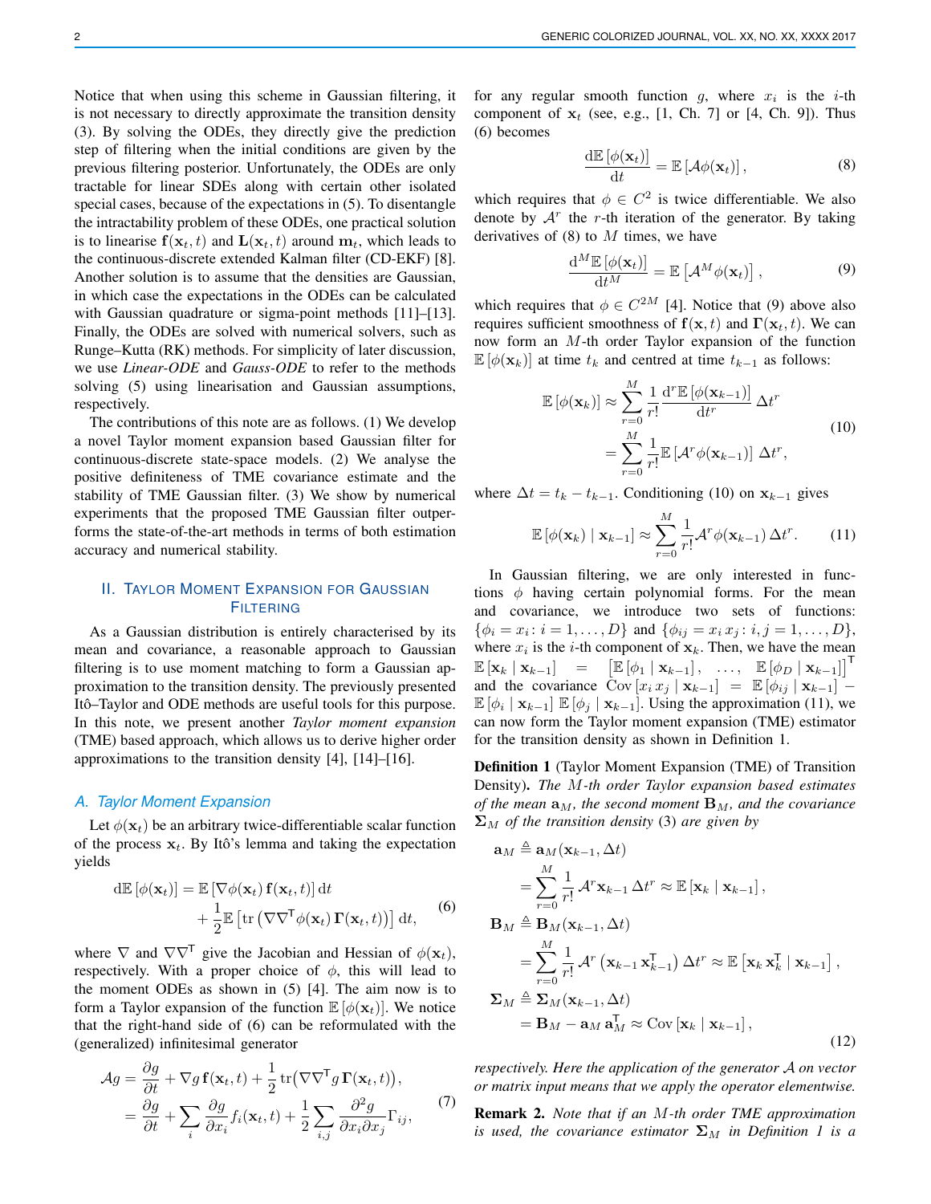Notice that when using this scheme in Gaussian filtering, it is not necessary to directly approximate the transition density (3). By solving the ODEs, they directly give the prediction step of filtering when the initial conditions are given by the previous filtering posterior. Unfortunately, the ODEs are only tractable for linear SDEs along with certain other isolated special cases, because of the expectations in (5). To disentangle the intractability problem of these ODEs, one practical solution is to linearise $\mathbf{f}(\mathbf{x}_t, t)$ and $\mathbf{L}(\mathbf{x}_t, t)$ around $\mathbf{m}_t$, which leads to the continuous-discrete extended Kalman filter (CD-EKF) [8]. Another solution is to assume that the densities are Gaussian, in which case the expectations in the ODEs can be calculated with Gaussian quadrature or sigma-point methods [11]–[13]. Finally, the ODEs are solved with numerical solvers, such as Runge–Kutta (RK) methods. For simplicity of later discussion, we use *Linear-ODE* and *Gauss-ODE* to refer to the methods solving (5) using linearisation and Gaussian assumptions, respectively.

The contributions of this note are as follows. (1) We develop a novel Taylor moment expansion based Gaussian filter for continuous-discrete state-space models. (2) We analyse the positive definiteness of TME covariance estimate and the stability of TME Gaussian filter. (3) We show by numerical experiments that the proposed TME Gaussian filter outperforms the state-of-the-art methods in terms of both estimation accuracy and numerical stability.

## II. Taylor Moment Expansion for Gaussian Filtering

As a Gaussian distribution is entirely characterised by its mean and covariance, a reasonable approach to Gaussian filtering is to use moment matching to form a Gaussian approximation to the transition density. The previously presented Itô–Taylor and ODE methods are useful tools for this purpose. In this note, we present another *Taylor moment expansion* (TME) based approach, which allows us to derive higher order approximations to the transition density [4], [14]–[16].

### A. Taylor Moment Expansion

Let $\phi(\mathbf{x}_t)$ be an arbitrary twice-differentiable scalar function of the process $\mathbf{x}_t$. By Itô's lemma and taking the expectation yields

$$
\begin{aligned}
\mathrm{d}\mathbb{E}\left[\phi(\mathbf{x}_t)\right] &= \mathbb{E}\left[\nabla\phi(\mathbf{x}_t)\,\mathbf{f}(\mathbf{x}_t,t)\right]\mathrm{d}t \\
&\quad + \frac{1}{2}\mathbb{E}\left[\operatorname{tr}\left(\nabla\nabla^{\mathsf{T}}\phi(\mathbf{x}_t)\,\mathbf{\Gamma}(\mathbf{x}_t,t)\right)\right]\mathrm{d}t,
\end{aligned}
\tag{6}
$$

where $\nabla$ and $\nabla\nabla^{\mathsf{T}}$ give the Jacobian and Hessian of $\phi(\mathbf{x}_t)$, respectively. With a proper choice of $\phi$, this will lead to the moment ODEs as shown in (5) [4]. The aim now is to form a Taylor expansion of the function $\mathbb{E}\left[\phi(\mathbf{x}_t)\right]$. We notice that the right-hand side of (6) can be reformulated with the (generalized) infinitesimal generator

$$
\begin{aligned}
\mathcal{A}g &= \frac{\partial g}{\partial t} + \nabla g\,\mathbf{f}(\mathbf{x}_t,t) + \frac{1}{2}\operatorname{tr}\left(\nabla\nabla^{\mathsf{T}} g\,\mathbf{\Gamma}(\mathbf{x}_t,t)\right), \\
&= \frac{\partial g}{\partial t} + \sum_i \frac{\partial g}{\partial x_i} f_i(\mathbf{x}_t,t) + \frac{1}{2}\sum_{i,j}\frac{\partial^2 g}{\partial x_i \partial x_j}\Gamma_{ij},
\end{aligned}
\tag{7}
$$

for any regular smooth function $g$, where $x_i$ is the $i$-th component of $\mathbf{x}_t$ (see, e.g., [1, Ch. 7] or [4, Ch. 9]). Thus (6) becomes

$$
\frac{\mathrm{d}\mathbb{E}\left[\phi(\mathbf{x}_t)\right]}{\mathrm{d}t} = \mathbb{E}\left[\mathcal{A}\phi(\mathbf{x}_t)\right],
\tag{8}
$$

which requires that $\phi \in C^2$ is twice differentiable. We also denote by $\mathcal{A}^r$ the $r$-th iteration of the generator. By taking derivatives of (8) to $M$ times, we have

$$
\frac{\mathrm{d}^M\mathbb{E}\left[\phi(\mathbf{x}_t)\right]}{\mathrm{d}t^M} = \mathbb{E}\left[\mathcal{A}^M\phi(\mathbf{x}_t)\right],
\tag{9}
$$

which requires that $\phi \in C^{2M}$ [4]. Notice that (9) above also requires sufficient smoothness of $\mathbf{f}(\mathbf{x},t)$ and $\mathbf{\Gamma}(\mathbf{x}_t,t)$. We can now form an $M$-th order Taylor expansion of the function $\mathbb{E}\left[\phi(\mathbf{x}_k)\right]$ at time $t_k$ and centred at time $t_{k-1}$ as follows:

$$
\begin{aligned}
\mathbb{E}\left[\phi(\mathbf{x}_k)\right] &\approx \sum_{r=0}^{M}\frac{1}{r!}\frac{\mathrm{d}^r\mathbb{E}\left[\phi(\mathbf{x}_{k-1})\right]}{\mathrm{d}t^r}\,\Delta t^r \\
&= \sum_{r=0}^{M}\frac{1}{r!}\mathbb{E}\left[\mathcal{A}^r\phi(\mathbf{x}_{k-1})\right]\,\Delta t^r,
\end{aligned}
\tag{10}
$$

where $\Delta t = t_k - t_{k-1}$. Conditioning (10) on $\mathbf{x}_{k-1}$ gives

$$
\mathbb{E}\left[\phi(\mathbf{x}_k) \mid \mathbf{x}_{k-1}\right] \approx \sum_{r=0}^{M}\frac{1}{r!}\mathcal{A}^r\phi(\mathbf{x}_{k-1})\,\Delta t^r.
\tag{11}
$$

In Gaussian filtering, we are only interested in functions $\phi$ having certain polynomial forms. For the mean and covariance, we introduce two sets of functions: $\{\phi_i = x_i \colon i = 1,\ldots,D\}$ and $\{\phi_{ij} = x_i\,x_j \colon i,j = 1,\ldots,D\}$, where $x_i$ is the $i$-th component of $\mathbf{x}_k$. Then, we have the mean $\mathbb{E}\left[\mathbf{x}_k \mid \mathbf{x}_{k-1}\right] = \left[\mathbb{E}\left[\phi_1 \mid \mathbf{x}_{k-1}\right],\ \ldots,\ \mathbb{E}\left[\phi_D \mid \mathbf{x}_{k-1}\right]\right]^{\mathsf{T}}$ and the covariance $\operatorname{Cov}\left[x_i\,x_j \mid \mathbf{x}_{k-1}\right] = \mathbb{E}\left[\phi_{ij} \mid \mathbf{x}_{k-1}\right] - \mathbb{E}\left[\phi_i \mid \mathbf{x}_{k-1}\right]\mathbb{E}\left[\phi_j \mid \mathbf{x}_{k-1}\right]$. Using the approximation (11), we can now form the Taylor moment expansion (TME) estimator for the transition density as shown in Definition 1.

**Definition 1** (Taylor Moment Expansion (TME) of Transition Density). *The $M$-th order Taylor expansion based estimates of the mean $\mathbf{a}_M$, the second moment $\mathbf{B}_M$, and the covariance $\mathbf{\Sigma}_M$ of the transition density (3) are given by*

$$
\begin{aligned}
\mathbf{a}_M &\triangleq \mathbf{a}_M(\mathbf{x}_{k-1},\Delta t) \\
&= \sum_{r=0}^{M}\frac{1}{r!}\,\mathcal{A}^r\mathbf{x}_{k-1}\,\Delta t^r \approx \mathbb{E}\left[\mathbf{x}_k \mid \mathbf{x}_{k-1}\right], \\
\mathbf{B}_M &\triangleq \mathbf{B}_M(\mathbf{x}_{k-1},\Delta t) \\
&= \sum_{r=0}^{M}\frac{1}{r!}\,\mathcal{A}^r\left(\mathbf{x}_{k-1}\,\mathbf{x}_{k-1}^{\mathsf{T}}\right)\Delta t^r \approx \mathbb{E}\left[\mathbf{x}_k\,\mathbf{x}_k^{\mathsf{T}} \mid \mathbf{x}_{k-1}\right], \\
\mathbf{\Sigma}_M &\triangleq \mathbf{\Sigma}_M(\mathbf{x}_{k-1},\Delta t) \\
&= \mathbf{B}_M - \mathbf{a}_M\,\mathbf{a}_M^{\mathsf{T}} \approx \operatorname{Cov}\left[\mathbf{x}_k \mid \mathbf{x}_{k-1}\right],
\end{aligned}
\tag{12}
$$

*respectively. Here the application of the generator $\mathcal{A}$ on vector or matrix input means that we apply the operator elementwise.*

**Remark 2.** *Note that if an $M$-th order TME approximation is used, the covariance estimator $\mathbf{\Sigma}_M$ in Definition 1 is a*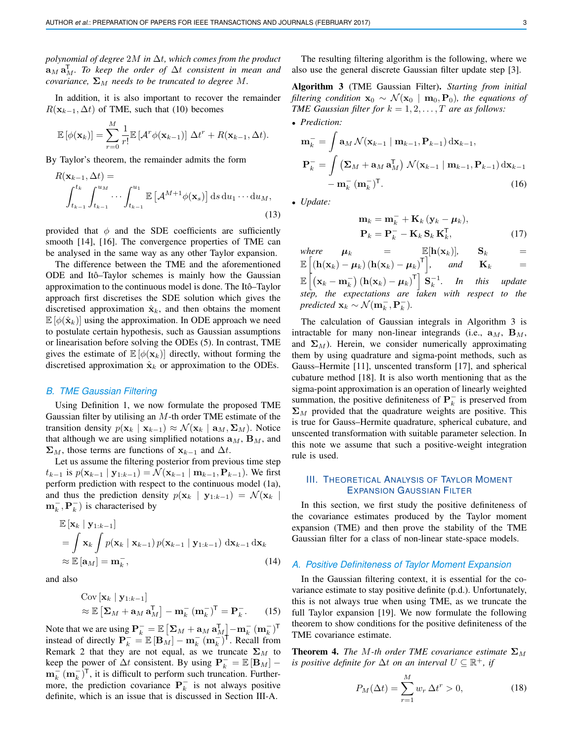*polynomial of degree $2M$ in $\Delta t$, which comes from the product $\mathbf{a}_M \, \mathbf{a}_M^\mathsf{T}$. To keep the order of $\Delta t$ consistent in mean and covariance, $\boldsymbol{\Sigma}_M$ needs to be truncated to degree $M$.*

In addition, it is also important to recover the remainder $R(\mathbf{x}_{k-1}, \Delta t)$ of TME, such that (10) becomes

$$\mathbb{E}\left[\phi(\mathbf{x}_k)\right] = \sum_{r=0}^{M} \frac{1}{r!} \mathbb{E}\left[\mathcal{A}^r \phi(\mathbf{x}_{k-1})\right] \Delta t^r + R(\mathbf{x}_{k-1}, \Delta t).$$

By Taylor's theorem, the remainder admits the form

$$R(\mathbf{x}_{k-1}, \Delta t) = \int_{t_{k-1}}^{t_k} \int_{t_{k-1}}^{u_M} \cdots \int_{t_{k-1}}^{u_1} \mathbb{E}\left[\mathcal{A}^{M+1} \phi(\mathbf{x}_s)\right] \mathrm{d}s \, \mathrm{d}u_1 \cdots \mathrm{d}u_M, \tag{13}$$

provided that $\phi$ and the SDE coefficients are sufficiently smooth [14], [16]. The convergence properties of TME can be analysed in the same way as any other Taylor expansion.

The difference between the TME and the aforementioned ODE and Itô–Taylor schemes is mainly how the Gaussian approximation to the continuous model is done. The Itô–Taylor approach first discretises the SDE solution which gives the discretised approximation $\hat{\mathbf{x}}_k$, and then obtains the moment $\mathbb{E}\left[\phi(\hat{\mathbf{x}}_k)\right]$ using the approximation. In ODE approach we need to postulate certain hypothesis, such as Gaussian assumptions or linearisation before solving the ODEs (5). In contrast, TME gives the estimate of $\mathbb{E}\left[\phi(\mathbf{x}_k)\right]$ directly, without forming the discretised approximation $\hat{\mathbf{x}}_k$ or approximation to the ODEs.

### B. TME Gaussian Filtering

Using Definition 1, we now formulate the proposed TME Gaussian filter by utilising an $M$-th order TME estimate of the transition density $p(\mathbf{x}_k \mid \mathbf{x}_{k-1}) \approx \mathcal{N}(\mathbf{x}_k \mid \mathbf{a}_M, \boldsymbol{\Sigma}_M)$. Notice that although we are using simplified notations $\mathbf{a}_M$, $\mathbf{B}_M$, and $\boldsymbol{\Sigma}_M$, those terms are functions of $\mathbf{x}_{k-1}$ and $\Delta t$.

Let us assume the filtering posterior from previous time step $t_{k-1}$ is $p(\mathbf{x}_{k-1} \mid \mathbf{y}_{1:k-1}) = \mathcal{N}(\mathbf{x}_{k-1} \mid \mathbf{m}_{k-1}, \mathbf{P}_{k-1})$. We first perform prediction with respect to the continuous model (1a), and thus the prediction density $p(\mathbf{x}_k \mid \mathbf{y}_{1:k-1}) = \mathcal{N}(\mathbf{x}_k \mid \mathbf{m}_k^-, \mathbf{P}_k^-)$ is characterised by

$$\begin{aligned}
&\mathbb{E}\left[\mathbf{x}_k \mid \mathbf{y}_{1:k-1}\right] \\
&= \int \mathbf{x}_k \int p(\mathbf{x}_k \mid \mathbf{x}_{k-1}) \, p(\mathbf{x}_{k-1} \mid \mathbf{y}_{1:k-1}) \, \mathrm{d}\mathbf{x}_{k-1} \, \mathrm{d}\mathbf{x}_k \\
&\approx \mathbb{E}\left[\mathbf{a}_M\right] = \mathbf{m}_k^-,
\end{aligned} \tag{14}$$

and also

$$\begin{aligned}
&\mathrm{Cov}\left[\mathbf{x}_k \mid \mathbf{y}_{1:k-1}\right] \\
&\approx \mathbb{E}\left[\boldsymbol{\Sigma}_M + \mathbf{a}_M \, \mathbf{a}_M^\mathsf{T}\right] - \mathbf{m}_k^- \left(\mathbf{m}_k^-\right)^\mathsf{T} = \mathbf{P}_k^-.
\end{aligned} \tag{15}$$

Note that we are using $\mathbf{P}_k^- = \mathbb{E}\left[\boldsymbol{\Sigma}_M + \mathbf{a}_M \, \mathbf{a}_M^\mathsf{T}\right] - \mathbf{m}_k^- \left(\mathbf{m}_k^-\right)^\mathsf{T}$ instead of directly $\mathbf{P}_k^- = \mathbb{E}\left[\mathbf{B}_M\right] - \mathbf{m}_k^- \left(\mathbf{m}_k^-\right)^\mathsf{T}$. Recall from Remark 2 that they are not equal, as we truncate $\boldsymbol{\Sigma}_M$ to keep the power of $\Delta t$ consistent. By using $\mathbf{P}_k^- = \mathbb{E}\left[\mathbf{B}_M\right] - \mathbf{m}_k^- \left(\mathbf{m}_k^-\right)^\mathsf{T}$, it is difficult to perform such truncation. Furthermore, the prediction covariance $\mathbf{P}_k^-$ is not always positive definite, which is an issue that is discussed in Section III-A.

The resulting filtering algorithm is the following, where we also use the general discrete Gaussian filter update step [3].

**Algorithm 3** (TME Gaussian Filter)**.** *Starting from initial filtering condition $\mathbf{x}_0 \sim \mathcal{N}(\mathbf{x}_0 \mid \mathbf{m}_0, \mathbf{P}_0)$, the equations of TME Gaussian filter for $k = 1, 2, \ldots, T$ are as follows:*

- *Prediction:*

$$\begin{aligned}
\mathbf{m}_k^- &= \int \mathbf{a}_M \, \mathcal{N}(\mathbf{x}_{k-1} \mid \mathbf{m}_{k-1}, \mathbf{P}_{k-1}) \, \mathrm{d}\mathbf{x}_{k-1}, \\
\mathbf{P}_k^- &= \int \left(\boldsymbol{\Sigma}_M + \mathbf{a}_M \, \mathbf{a}_M^\mathsf{T}\right) \mathcal{N}(\mathbf{x}_{k-1} \mid \mathbf{m}_{k-1}, \mathbf{P}_{k-1}) \, \mathrm{d}\mathbf{x}_{k-1} \\
&\quad - \mathbf{m}_k^- \left(\mathbf{m}_k^-\right)^\mathsf{T}.
\end{aligned} \tag{16}$$

- *Update:*

$$\begin{aligned}
\mathbf{m}_k &= \mathbf{m}_k^- + \mathbf{K}_k \left(\mathbf{y}_k - \boldsymbol{\mu}_k\right), \\
\mathbf{P}_k &= \mathbf{P}_k^- - \mathbf{K}_k \, \mathbf{S}_k \, \mathbf{K}_k^\mathsf{T},
\end{aligned} \tag{17}$$

*where $\boldsymbol{\mu}_k = \mathbb{E}[\mathbf{h}(\mathbf{x}_k)]$, $\mathbf{S}_k = \mathbb{E}\left[\left(\mathbf{h}(\mathbf{x}_k) - \boldsymbol{\mu}_k\right)\left(\mathbf{h}(\mathbf{x}_k) - \boldsymbol{\mu}_k\right)^\mathsf{T}\right]$, and $\mathbf{K}_k = \mathbb{E}\left[\left(\mathbf{x}_k - \mathbf{m}_k^-\right)\left(\mathbf{h}(\mathbf{x}_k) - \boldsymbol{\mu}_k\right)^\mathsf{T}\right] \mathbf{S}_k^{-1}$. In this update step, the expectations are taken with respect to the predicted $\mathbf{x}_k \sim \mathcal{N}(\mathbf{m}_k^-, \mathbf{P}_k^-)$.*

The calculation of Gaussian integrals in Algorithm 3 is intractable for many non-linear integrands (i.e., $\mathbf{a}_M$, $\mathbf{B}_M$, and $\boldsymbol{\Sigma}_M$). Herein, we consider numerically approximating them by using quadrature and sigma-point methods, such as Gauss–Hermite [11], unscented transform [17], and spherical cubature method [18]. It is also worth mentioning that as the sigma-point approximation is an operation of linearly weighted summation, the positive definiteness of $\mathbf{P}_k^-$ is preserved from $\boldsymbol{\Sigma}_M$ provided that the quadrature weights are positive. This is true for Gauss–Hermite quadrature, spherical cubature, and unscented transformation with suitable parameter selection. In this note we assume that such a positive-weight integration rule is used.

## III. Theoretical Analysis of Taylor Moment Expansion Gaussian Filter

In this section, we first study the positive definiteness of the covariance estimates produced by the Taylor moment expansion (TME) and then prove the stability of the TME Gaussian filter for a class of non-linear state-space models.

### A. Positive Definiteness of Taylor Moment Expansion

In the Gaussian filtering context, it is essential for the covariance estimate to stay positive definite (p.d.). Unfortunately, this is not always true when using TME, as we truncate the full Taylor expansion [19]. We now formulate the following theorem to show conditions for the positive definiteness of the TME covariance estimate.

**Theorem 4.** *The $M$-th order TME covariance estimate $\boldsymbol{\Sigma}_M$ is positive definite for $\Delta t$ on an interval $U \subseteq \mathbb{R}^+$, if*

$$P_M(\Delta t) = \sum_{r=1}^{M} w_r \, \Delta t^r > 0, \tag{18}$$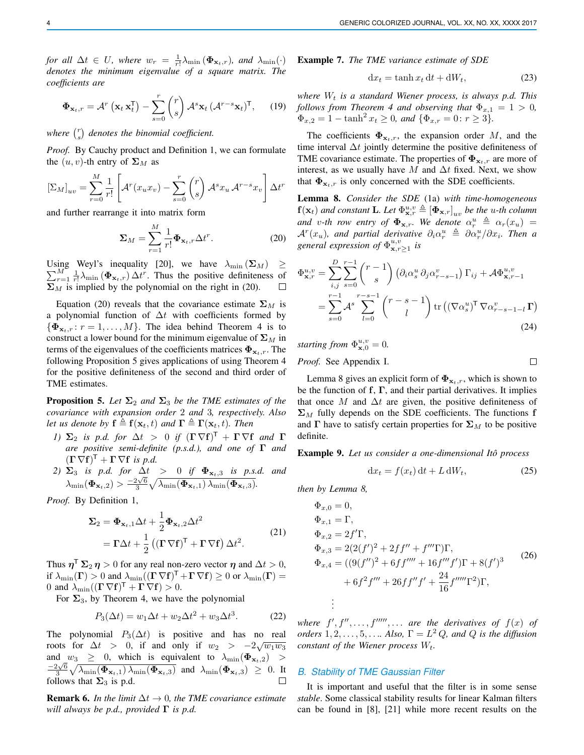*for all* $\Delta t \in U$*, where* $w_r = \frac{1}{r!}\lambda_{\min}(\mathbf{\Phi}_{\mathbf{x}_t,r})$*, and* $\lambda_{\min}(\cdot)$ *denotes the minimum eigenvalue of a square matrix. The coefficients are*

$$\mathbf{\Phi}_{\mathbf{x}_t,r} = \mathcal{A}^r\left(\mathbf{x}_t\,\mathbf{x}_t^{\mathsf{T}}\right) - \sum_{s=0}^{r}\binom{r}{s}\mathcal{A}^s\mathbf{x}_t\left(\mathcal{A}^{r-s}\mathbf{x}_t\right)^{\mathsf{T}}, \tag{19}$$

*where* $\binom{r}{s}$ *denotes the binomial coefficient.*

*Proof.* By Cauchy product and Definition 1, we can formulate the $(u,v)$-th entry of $\mathbf{\Sigma}_M$ as

$$[\Sigma_M]_{uv} = \sum_{r=0}^{M}\frac{1}{r!}\left[\mathcal{A}^r(x_u x_v) - \sum_{s=0}^{r}\binom{r}{s}\mathcal{A}^s x_u\,\mathcal{A}^{r-s}x_v\right]\Delta t^r$$

and further rearrange it into matrix form

$$\mathbf{\Sigma}_M = \sum_{r=1}^{M}\frac{1}{r!}\mathbf{\Phi}_{\mathbf{x}_t,r}\Delta t^r. \tag{20}$$

Using Weyl's inequality [20], we have $\lambda_{\min}(\mathbf{\Sigma}_M) \geq \sum_{r=1}^{M}\frac{1}{r!}\lambda_{\min}(\mathbf{\Phi}_{\mathbf{x}_t,r})\Delta t^r$. Thus the positive definiteness of $\mathbf{\Sigma}_M$ is implied by the polynomial on the right in (20). ☐

Equation (20) reveals that the covariance estimate $\mathbf{\Sigma}_M$ is a polynomial function of $\Delta t$ with coefficients formed by $\{\mathbf{\Phi}_{\mathbf{x}_t,r}\colon r=1,\ldots,M\}$. The idea behind Theorem 4 is to construct a lower bound for the minimum eigenvalue of $\mathbf{\Sigma}_M$ in terms of the eigenvalues of the coefficients matrices $\mathbf{\Phi}_{\mathbf{x}_t,r}$. The following Proposition 5 gives applications of using Theorem 4 for the positive definiteness of the second and third order of TME estimates.

**Proposition 5.** *Let* $\mathbf{\Sigma}_2$ *and* $\mathbf{\Sigma}_3$ *be the TME estimates of the covariance with expansion order* 2 *and* 3*, respectively. Also let us denote by* $\mathbf{f} \triangleq \mathbf{f}(\mathbf{x}_t, t)$ *and* $\mathbf{\Gamma} \triangleq \mathbf{\Gamma}(\mathbf{x}_t, t)$*. Then*

1) $\mathbf{\Sigma}_2$ *is p.d. for* $\Delta t > 0$ *if* $(\mathbf{\Gamma}\,\nabla\mathbf{f})^{\mathsf{T}} + \mathbf{\Gamma}\,\nabla\mathbf{f}$ *and* $\mathbf{\Gamma}$ *are positive semi-definite (p.s.d.), and one of* $\mathbf{\Gamma}$ *and* $(\mathbf{\Gamma}\,\nabla\mathbf{f})^{\mathsf{T}} + \mathbf{\Gamma}\,\nabla\mathbf{f}$ *is p.d.*
2) $\mathbf{\Sigma}_3$ *is p.d. for* $\Delta t > 0$ *if* $\mathbf{\Phi}_{\mathbf{x}_t,3}$ *is p.s.d. and* $\lambda_{\min}(\mathbf{\Phi}_{\mathbf{x}_t,2}) > \frac{-2\sqrt{6}}{3}\sqrt{\lambda_{\min}(\mathbf{\Phi}_{\mathbf{x}_t,1})\,\lambda_{\min}(\mathbf{\Phi}_{\mathbf{x}_t,3})}$*.*

*Proof.* By Definition 1,

$$\begin{aligned}\mathbf{\Sigma}_2 &= \mathbf{\Phi}_{\mathbf{x}_t,1}\Delta t + \frac{1}{2}\mathbf{\Phi}_{\mathbf{x}_t,2}\Delta t^2\\ &= \mathbf{\Gamma}\Delta t + \frac{1}{2}\left((\mathbf{\Gamma}\,\nabla\mathbf{f})^{\mathsf{T}} + \mathbf{\Gamma}\,\nabla\mathbf{f}\right)\Delta t^2.\end{aligned} \tag{21}$$

Thus $\boldsymbol{\eta}^{\mathsf{T}}\,\mathbf{\Sigma}_2\,\boldsymbol{\eta} > 0$ for any real non-zero vector $\boldsymbol{\eta}$ and $\Delta t > 0$, if $\lambda_{\min}(\mathbf{\Gamma}) > 0$ and $\lambda_{\min}((\mathbf{\Gamma}\,\nabla\mathbf{f})^{\mathsf{T}} + \mathbf{\Gamma}\,\nabla\mathbf{f}) \geq 0$ or $\lambda_{\min}(\mathbf{\Gamma}) = 0$ and $\lambda_{\min}((\mathbf{\Gamma}\,\nabla\mathbf{f})^{\mathsf{T}} + \mathbf{\Gamma}\,\nabla\mathbf{f}) > 0$.

For $\mathbf{\Sigma}_3$, by Theorem 4, we have the polynomial

$$P_3(\Delta t) = w_1\Delta t + w_2\Delta t^2 + w_3\Delta t^3. \tag{22}$$

The polynomial $P_3(\Delta t)$ is positive and has no real roots for $\Delta t > 0$, if and only if $w_2 > -2\sqrt{w_1 w_3}$ and $w_3 \geq 0$, which is equivalent to $\lambda_{\min}(\mathbf{\Phi}_{\mathbf{x}_t,2}) > \frac{-2\sqrt{6}}{3}\sqrt{\lambda_{\min}(\mathbf{\Phi}_{\mathbf{x}_t,1})\,\lambda_{\min}(\mathbf{\Phi}_{\mathbf{x}_t,3})}$ and $\lambda_{\min}(\mathbf{\Phi}_{\mathbf{x}_t,3}) \geq 0$. It follows that $\mathbf{\Sigma}_3$ is p.d. ☐

**Remark 6.** *In the limit* $\Delta t \to 0$*, the TME covariance estimate will always be p.d., provided* $\mathbf{\Gamma}$ *is p.d.*

**Example 7.** *The TME variance estimate of SDE*

$$\mathrm{d}x_t = \tanh x_t\,\mathrm{d}t + \mathrm{d}W_t, \tag{23}$$

*where* $W_t$ *is a standard Wiener process, is always p.d. This follows from Theorem 4 and observing that* $\Phi_{x,1} = 1 > 0$*,* $\Phi_{x,2} = 1 - \tanh^2 x_t \geq 0$*, and* $\{\Phi_{x,r} = 0\colon r \geq 3\}$*.*

The coefficients $\mathbf{\Phi}_{\mathbf{x}_t,r}$, the expansion order $M$, and the time interval $\Delta t$ jointly determine the positive definiteness of TME covariance estimate. The properties of $\mathbf{\Phi}_{\mathbf{x}_t,r}$ are more of interest, as we usually have $M$ and $\Delta t$ fixed. Next, we show that $\mathbf{\Phi}_{\mathbf{x}_t,r}$ is only concerned with the SDE coefficients.

**Lemma 8.** *Consider the SDE* (1a) *with time-homogeneous* $\mathbf{f}(\mathbf{x}_t)$ *and constant* $\mathbf{L}$*. Let* $\Phi^{u,v}_{\mathbf{x},r} \triangleq [\mathbf{\Phi}_{\mathbf{x},r}]_{uv}$ *be the* $u$*-th column and* $v$*-th row entry of* $\mathbf{\Phi}_{\mathbf{x},r}$*. We denote* $\alpha^u_r \triangleq \alpha_r(x_u) = \mathcal{A}^r(x_u)$*, and partial derivative* $\partial_i\alpha^u_r \triangleq \partial\alpha^u_r/\partial x_i$*. Then a general expression of* $\Phi^{u,v}_{\mathbf{x},r\geq 1}$ *is*

$$\begin{aligned}\Phi^{u,v}_{\mathbf{x},r} &= \sum_{i,j}^{D}\sum_{s=0}^{r-1}\binom{r-1}{s}\left(\partial_i\alpha^u_s\,\partial_j\alpha^v_{r-s-1}\right)\Gamma_{ij} + \mathcal{A}\Phi^{u,v}_{\mathbf{x},r-1}\\ &= \sum_{s=0}^{r-1}\mathcal{A}^s\sum_{l=0}^{r-s-1}\binom{r-s-1}{l}\operatorname{tr}\left((\nabla\alpha^u_s)^{\mathsf{T}}\,\nabla\alpha^v_{r-s-1-l}\,\mathbf{\Gamma}\right)\end{aligned} \tag{24}$$

*starting from* $\Phi^{u,v}_{\mathbf{x},0} = 0$*.*

*Proof.* See Appendix I. ☐

Lemma 8 gives an explicit form of $\mathbf{\Phi}_{\mathbf{x}_t,r}$, which is shown to be the function of $\mathbf{f}$, $\mathbf{\Gamma}$, and their partial derivatives. It implies that once $M$ and $\Delta t$ are given, the positive definiteness of $\mathbf{\Sigma}_M$ fully depends on the SDE coefficients. The functions $\mathbf{f}$ and $\mathbf{\Gamma}$ have to satisfy certain properties for $\mathbf{\Sigma}_M$ to be positive definite.

**Example 9.** *Let us consider a one-dimensional Itô process*

$$\mathrm{d}x_t = f(x_t)\,\mathrm{d}t + L\,\mathrm{d}W_t, \tag{25}$$

*then by Lemma 8,*

$$\begin{aligned}\Phi_{x,0} &= 0,\\ \Phi_{x,1} &= \Gamma,\\ \Phi_{x,2} &= 2f'\Gamma,\\ \Phi_{x,3} &= 2(2(f')^2 + 2ff'' + f'''\Gamma)\Gamma,\\ \Phi_{x,4} &= ((9(f'')^2 + 6ff'''' + 16f'''f')\Gamma + 8(f')^3\\ &\quad + 6f^2f''' + 26ff''f' + \frac{24}{16}f'''''\Gamma^2)\Gamma,\\ &\;\;\vdots\end{aligned} \tag{26}$$

*where* $f', f'', \ldots, f''''', \ldots$ *are the derivatives of* $f(x)$ *of orders* $1, 2, \ldots, 5, \ldots$*. Also,* $\Gamma = L^2\,Q$*, and* $Q$ *is the diffusion constant of the Wiener process* $W_t$*.*

### *B. Stability of TME Gaussian Filter*

It is important and useful that the filter is in some sense *stable*. Some classical stability results for linear Kalman filters can be found in [8], [21] while more recent results on the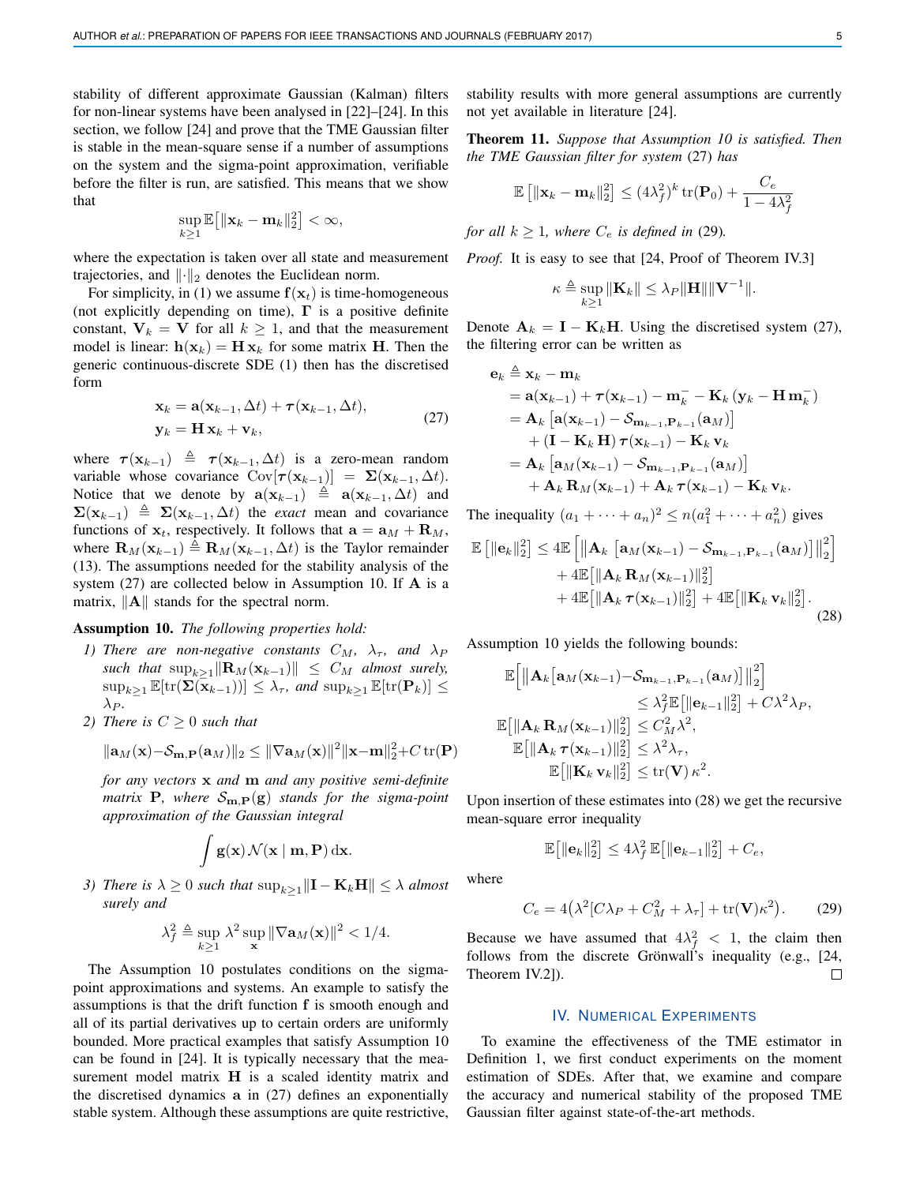stability of different approximate Gaussian (Kalman) filters for non-linear systems have been analysed in [22]–[24]. In this section, we follow [24] and prove that the TME Gaussian filter is stable in the mean-square sense if a number of assumptions on the system and the sigma-point approximation, verifiable before the filter is run, are satisfied. This means that we show that

$$\sup_{k\geq 1} \mathbb{E}\big[\|\mathbf{x}_k - \mathbf{m}_k\|_2^2\big] < \infty,$$

where the expectation is taken over all state and measurement trajectories, and $\|\cdot\|_2$ denotes the Euclidean norm.

For simplicity, in (1) we assume $\mathbf{f}(\mathbf{x}_t)$ is time-homogeneous (not explicitly depending on time), $\mathbf{\Gamma}$ is a positive definite constant, $\mathbf{V}_k = \mathbf{V}$ for all $k \geq 1$, and that the measurement model is linear: $\mathbf{h}(\mathbf{x}_k) = \mathbf{H}\,\mathbf{x}_k$ for some matrix $\mathbf{H}$. Then the generic continuous-discrete SDE (1) then has the discretised form

$$\begin{aligned} \mathbf{x}_k &= \mathbf{a}(\mathbf{x}_{k-1}, \Delta t) + \boldsymbol{\tau}(\mathbf{x}_{k-1}, \Delta t), \\ \mathbf{y}_k &= \mathbf{H}\,\mathbf{x}_k + \mathbf{v}_k, \end{aligned} \tag{27}$$

where $\boldsymbol{\tau}(\mathbf{x}_{k-1}) \triangleq \boldsymbol{\tau}(\mathbf{x}_{k-1}, \Delta t)$ is a zero-mean random variable whose covariance $\mathrm{Cov}[\boldsymbol{\tau}(\mathbf{x}_{k-1})] = \mathbf{\Sigma}(\mathbf{x}_{k-1}, \Delta t)$. Notice that we denote by $\mathbf{a}(\mathbf{x}_{k-1}) \triangleq \mathbf{a}(\mathbf{x}_{k-1}, \Delta t)$ and $\mathbf{\Sigma}(\mathbf{x}_{k-1}) \triangleq \mathbf{\Sigma}(\mathbf{x}_{k-1}, \Delta t)$ the *exact* mean and covariance functions of $\mathbf{x}_t$, respectively. It follows that $\mathbf{a} = \mathbf{a}_M + \mathbf{R}_M$, where $\mathbf{R}_M(\mathbf{x}_{k-1}) \triangleq \mathbf{R}_M(\mathbf{x}_{k-1}, \Delta t)$ is the Taylor remainder (13). The assumptions needed for the stability analysis of the system (27) are collected below in Assumption 10. If $\mathbf{A}$ is a matrix, $\|\mathbf{A}\|$ stands for the spectral norm.

**Assumption 10.** *The following properties hold:*

1) *There are non-negative constants $C_M$, $\lambda_\tau$, and $\lambda_P$ such that $\sup_{k\geq 1} \|\mathbf{R}_M(\mathbf{x}_{k-1})\| \leq C_M$ almost surely, $\sup_{k\geq 1} \mathbb{E}[\mathrm{tr}(\mathbf{\Sigma}(\mathbf{x}_{k-1}))] \leq \lambda_\tau$, and $\sup_{k\geq 1} \mathbb{E}[\mathrm{tr}(\mathbf{P}_k)] \leq \lambda_P$.*
2) *There is $C \geq 0$ such that*
$$\|\mathbf{a}_M(\mathbf{x}) - \mathcal{S}_{\mathbf{m},\mathbf{P}}(\mathbf{a}_M)\|_2 \leq \|\nabla \mathbf{a}_M(\mathbf{x})\|^2 \|\mathbf{x} - \mathbf{m}\|_2^2 + C\,\mathrm{tr}(\mathbf{P})$$
*for any vectors $\mathbf{x}$ and $\mathbf{m}$ and any positive semi-definite matrix $\mathbf{P}$, where $\mathcal{S}_{\mathbf{m},\mathbf{P}}(\mathbf{g})$ stands for the sigma-point approximation of the Gaussian integral*
$$\int \mathbf{g}(\mathbf{x})\, \mathcal{N}(\mathbf{x} \mid \mathbf{m}, \mathbf{P})\, \mathrm{d}\mathbf{x}.$$
3) *There is $\lambda \geq 0$ such that $\sup_{k\geq 1} \|\mathbf{I} - \mathbf{K}_k \mathbf{H}\| \leq \lambda$ almost surely and*
$$\lambda_f^2 \triangleq \sup_{k\geq 1} \lambda^2 \sup_{\mathbf{x}} \|\nabla \mathbf{a}_M(\mathbf{x})\|^2 < 1/4.$$

The Assumption 10 postulates conditions on the sigma-point approximations and systems. An example to satisfy the assumptions is that the drift function $\mathbf{f}$ is smooth enough and all of its partial derivatives up to certain orders are uniformly bounded. More practical examples that satisfy Assumption 10 can be found in [24]. It is typically necessary that the measurement model matrix $\mathbf{H}$ is a scaled identity matrix and the discretised dynamics $\mathbf{a}$ in (27) defines an exponentially stable system. Although these assumptions are quite restrictive, stability results with more general assumptions are currently not yet available in literature [24].

**Theorem 11.** *Suppose that Assumption 10 is satisfied. Then the TME Gaussian filter for system* (27) *has*

$$\mathbb{E}\left[\|\mathbf{x}_k - \mathbf{m}_k\|_2^2\right] \leq (4\lambda_f^2)^k\, \mathrm{tr}(\mathbf{P}_0) + \frac{C_e}{1 - 4\lambda_f^2}$$

*for all $k \geq 1$, where $C_e$ is defined in* (29)*.*

*Proof.* It is easy to see that [24, Proof of Theorem IV.3]

$$\kappa \triangleq \sup_{k\geq 1} \|\mathbf{K}_k\| \leq \lambda_P \|\mathbf{H}\| \|\mathbf{V}^{-1}\|.$$

Denote $\mathbf{A}_k = \mathbf{I} - \mathbf{K}_k \mathbf{H}$. Using the discretised system (27), the filtering error can be written as

$$\begin{aligned} \mathbf{e}_k &\triangleq \mathbf{x}_k - \mathbf{m}_k \\ &= \mathbf{a}(\mathbf{x}_{k-1}) + \boldsymbol{\tau}(\mathbf{x}_{k-1}) - \mathbf{m}_k^- - \mathbf{K}_k\left(\mathbf{y}_k - \mathbf{H}\,\mathbf{m}_k^-\right) \\ &= \mathbf{A}_k\left[\mathbf{a}(\mathbf{x}_{k-1}) - \mathcal{S}_{\mathbf{m}_{k-1},\mathbf{P}_{k-1}}(\mathbf{a}_M)\right] \\ &\quad + (\mathbf{I} - \mathbf{K}_k\,\mathbf{H})\,\boldsymbol{\tau}(\mathbf{x}_{k-1}) - \mathbf{K}_k\,\mathbf{v}_k \\ &= \mathbf{A}_k\left[\mathbf{a}_M(\mathbf{x}_{k-1}) - \mathcal{S}_{\mathbf{m}_{k-1},\mathbf{P}_{k-1}}(\mathbf{a}_M)\right] \\ &\quad + \mathbf{A}_k\,\mathbf{R}_M(\mathbf{x}_{k-1}) + \mathbf{A}_k\,\boldsymbol{\tau}(\mathbf{x}_{k-1}) - \mathbf{K}_k\,\mathbf{v}_k. \end{aligned}$$

The inequality $(a_1 + \cdots + a_n)^2 \leq n(a_1^2 + \cdots + a_n^2)$ gives

$$\begin{aligned} \mathbb{E}\left[\|\mathbf{e}_k\|_2^2\right] &\leq 4\mathbb{E}\left[\left\|\mathbf{A}_k\left[\mathbf{a}_M(\mathbf{x}_{k-1}) - \mathcal{S}_{\mathbf{m}_{k-1},\mathbf{P}_{k-1}}(\mathbf{a}_M)\right]\right\|_2^2\right] \\ &\quad + 4\mathbb{E}\big[\|\mathbf{A}_k\,\mathbf{R}_M(\mathbf{x}_{k-1})\|_2^2\big] \\ &\quad + 4\mathbb{E}\big[\|\mathbf{A}_k\,\boldsymbol{\tau}(\mathbf{x}_{k-1})\|_2^2\big] + 4\mathbb{E}\big[\|\mathbf{K}_k\,\mathbf{v}_k\|_2^2\big]. \end{aligned} \tag{28}$$

Assumption 10 yields the following bounds:

$$\begin{aligned} \mathbb{E}\Big[\big\|\mathbf{A}_k\big[\mathbf{a}_M(\mathbf{x}_{k-1}) - \mathcal{S}_{\mathbf{m}_{k-1},\mathbf{P}_{k-1}}(\mathbf{a}_M)\big]\big\|_2^2\Big] \\ \leq \lambda_f^2 \mathbb{E}\big[\|\mathbf{e}_{k-1}\|_2^2\big] + C\lambda^2\lambda_P, \\ \mathbb{E}\big[\|\mathbf{A}_k\,\mathbf{R}_M(\mathbf{x}_{k-1})\|_2^2\big] \leq C_M^2\lambda^2, \\ \mathbb{E}\big[\|\mathbf{A}_k\,\boldsymbol{\tau}(\mathbf{x}_{k-1})\|_2^2\big] \leq \lambda^2\lambda_\tau, \\ \mathbb{E}\big[\|\mathbf{K}_k\,\mathbf{v}_k\|_2^2\big] \leq \mathrm{tr}(\mathbf{V})\,\kappa^2. \end{aligned}$$

Upon insertion of these estimates into (28) we get the recursive mean-square error inequality

$$\mathbb{E}\big[\|\mathbf{e}_k\|_2^2\big] \leq 4\lambda_f^2\, \mathbb{E}\big[\|\mathbf{e}_{k-1}\|_2^2\big] + C_e,$$

where

$$C_e = 4\big(\lambda^2[C\lambda_P + C_M^2 + \lambda_\tau] + \mathrm{tr}(\mathbf{V})\kappa^2\big). \tag{29}$$

Because we have assumed that $4\lambda_f^2 < 1$, the claim then follows from the discrete Grönwall's inequality (e.g., [24, Theorem IV.2]). ◻

## IV. Numerical Experiments

To examine the effectiveness of the TME estimator in Definition 1, we first conduct experiments on the moment estimation of SDEs. After that, we examine and compare the accuracy and numerical stability of the proposed TME Gaussian filter against state-of-the-art methods.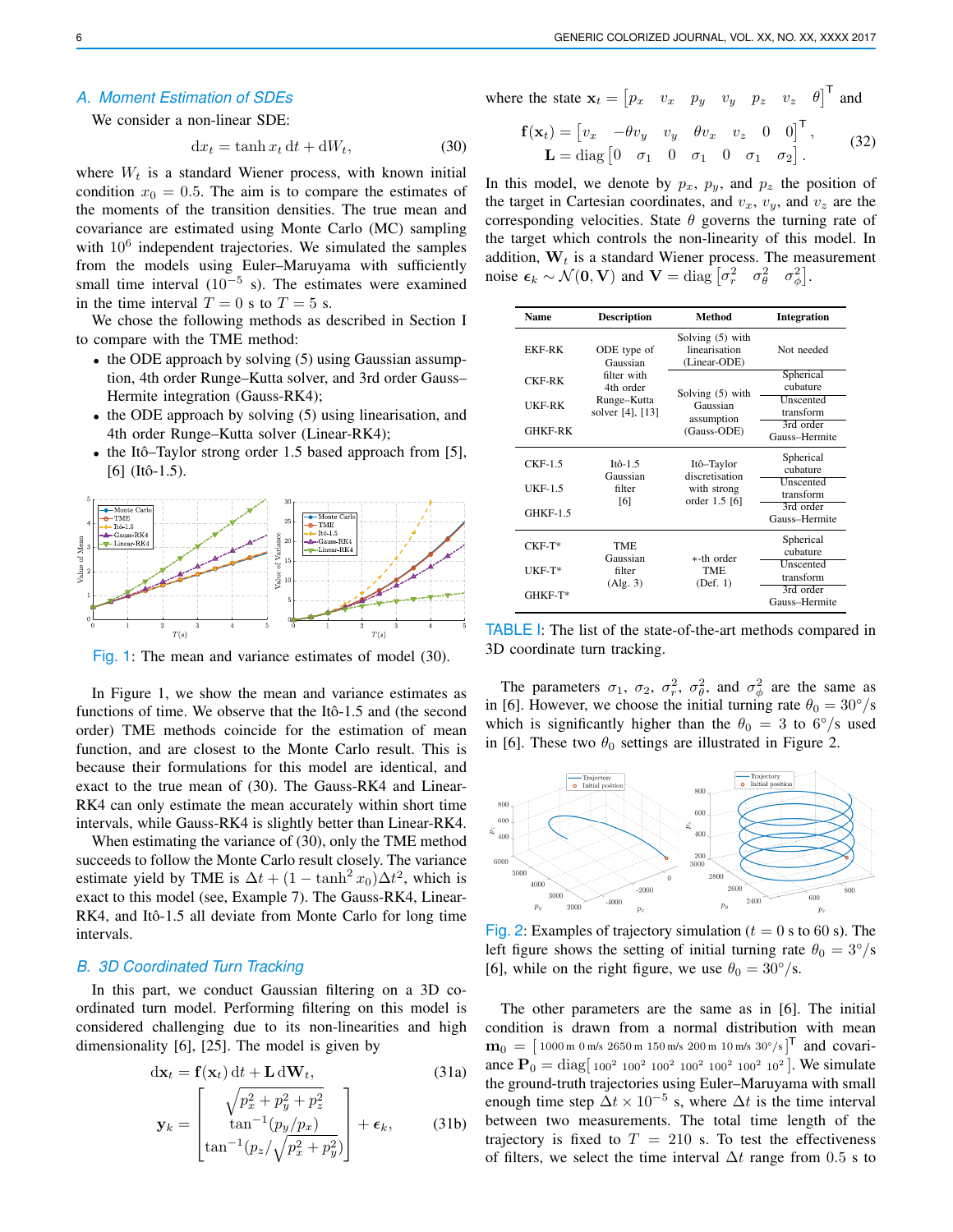### A. Moment Estimation of SDEs

We consider a non-linear SDE:

$$\mathrm{d}x_t = \tanh x_t \,\mathrm{d}t + \mathrm{d}W_t, \tag{30}$$

where $W_t$ is a standard Wiener process, with known initial condition $x_0 = 0.5$. The aim is to compare the estimates of the moments of the transition densities. The true mean and covariance are estimated using Monte Carlo (MC) sampling with $10^6$ independent trajectories. We simulated the samples from the models using Euler–Maruyama with sufficiently small time interval ($10^{-5}$ s). The estimates were examined in the time interval $T = 0$ s to $T = 5$ s.

We chose the following methods as described in Section I to compare with the TME method:

- the ODE approach by solving (5) using Gaussian assumption, 4th order Runge–Kutta solver, and 3rd order Gauss–Hermite integration (Gauss-RK4);
- the ODE approach by solving (5) using linearisation, and 4th order Runge–Kutta solver (Linear-RK4);
- the Itô–Taylor strong order 1.5 based approach from [5], [6] (Itô-1.5).

Fig. 1: The mean and variance estimates of model (30).

In Figure 1, we show the mean and variance estimates as functions of time. We observe that the Itô-1.5 and (the second order) TME methods coincide for the estimation of mean function, and are closest to the Monte Carlo result. This is because their formulations for this model are identical, and exact to the true mean of (30). The Gauss-RK4 and Linear-RK4 can only estimate the mean accurately within short time intervals, while Gauss-RK4 is slightly better than Linear-RK4.

When estimating the variance of (30), only the TME method succeeds to follow the Monte Carlo result closely. The variance estimate yield by TME is $\Delta t + (1 - \tanh^2 x_0)\Delta t^2$, which is exact to this model (see, Example 7). The Gauss-RK4, Linear-RK4, and Itô-1.5 all deviate from Monte Carlo for long time intervals.

### B. 3D Coordinated Turn Tracking

In this part, we conduct Gaussian filtering on a 3D coordinated turn model. Performing filtering on this model is considered challenging due to its non-linearities and high dimensionality [6], [25]. The model is given by

$$\mathrm{d}\mathbf{x}_t = \mathbf{f}(\mathbf{x}_t)\,\mathrm{d}t + \mathbf{L}\,\mathrm{d}\mathbf{W}_t, \tag{31a}$$

$$\mathbf{y}_k = \begin{bmatrix} \sqrt{p_x^2 + p_y^2 + p_z^2} \\ \tan^{-1}(p_y/p_x) \\ \tan^{-1}(p_z/\sqrt{p_x^2 + p_y^2}) \end{bmatrix} + \boldsymbol{\epsilon}_k, \tag{31b}$$

where the state $\mathbf{x}_t = \begin{bmatrix} p_x & v_x & p_y & v_y & p_z & v_z & \theta \end{bmatrix}^\mathsf{T}$ and

$$\begin{aligned} \mathbf{f}(\mathbf{x}_t) &= \begin{bmatrix} v_x & -\theta v_y & v_y & \theta v_x & v_z & 0 & 0 \end{bmatrix}^\mathsf{T}, \\ \mathbf{L} &= \operatorname{diag}\begin{bmatrix} 0 & \sigma_1 & 0 & \sigma_1 & 0 & \sigma_1 & \sigma_2 \end{bmatrix}. \end{aligned} \tag{32}$$

In this model, we denote by $p_x$, $p_y$, and $p_z$ the position of the target in Cartesian coordinates, and $v_x$, $v_y$, and $v_z$ are the corresponding velocities. State $\theta$ governs the turning rate of the target which controls the non-linearity of this model. In addition, $\mathbf{W}_t$ is a standard Wiener process. The measurement noise $\boldsymbol{\epsilon}_k \sim \mathcal{N}(\mathbf{0}, \mathbf{V})$ and $\mathbf{V} = \operatorname{diag}\begin{bmatrix} \sigma_r^2 & \sigma_\theta^2 & \sigma_\phi^2 \end{bmatrix}$.

| Name | Description | Method | Integration |
|---|---|---|---|
| EKF-RK | ODE type of Gaussian filter with 4th order Runge–Kutta solver [4], [13] | Solving (5) with linearisation (Linear-ODE) | Not needed |
| CKF-RK | | Solving (5) with Gaussian assumption (Gauss-ODE) | Spherical cubature |
| UKF-RK | | | Unscented transform |
| GHKF-RK | | | 3rd order Gauss–Hermite |
| CKF-1.5 | Itô-1.5 Gaussian filter [6] | Itô–Taylor discretisation with strong order 1.5 [6] | Spherical cubature |
| UKF-1.5 | | | Unscented transform |
| GHKF-1.5 | | | 3rd order Gauss–Hermite |
| CKF-T* | TME Gaussian filter (Alg. 3) | *-th order TME (Def. 1) | Spherical cubature |
| UKF-T* | | | Unscented transform |
| GHKF-T* | | | 3rd order Gauss–Hermite |

TABLE I: The list of the state-of-the-art methods compared in 3D coordinate turn tracking.

The parameters $\sigma_1$, $\sigma_2$, $\sigma_r^2$, $\sigma_\theta^2$, and $\sigma_\phi^2$ are the same as in [6]. However, we choose the initial turning rate $\theta_0 = 30^\circ/\mathrm{s}$ which is significantly higher than the $\theta_0 = 3$ to $6^\circ/\mathrm{s}$ used in [6]. These two $\theta_0$ settings are illustrated in Figure 2.

Fig. 2: Examples of trajectory simulation ($t = 0$ s to 60 s). The left figure shows the setting of initial turning rate $\theta_0 = 3^\circ/\mathrm{s}$ [6], while on the right figure, we use $\theta_0 = 30^\circ/\mathrm{s}$.

The other parameters are the same as in [6]. The initial condition is drawn from a normal distribution with mean $\mathbf{m_0} = \begin{bmatrix} 1000\,\mathrm{m} & 0\,\mathrm{m/s} & 2650\,\mathrm{m} & 150\,\mathrm{m/s} & 200\,\mathrm{m} & 10\,\mathrm{m/s} & 30^\circ/\mathrm{s} \end{bmatrix}^\mathsf{T}$ and covariance $\mathbf{P}_0 = \operatorname{diag}\begin{bmatrix} 100^2 & 100^2 & 100^2 & 100^2 & 100^2 & 100^2 & 10^2 \end{bmatrix}$. We simulate the ground-truth trajectories using Euler–Maruyama with small enough time step $\Delta t \times 10^{-5}$ s, where $\Delta t$ is the time interval between two measurements. The total time length of the trajectory is fixed to $T = 210$ s. To test the effectiveness of filters, we select the time interval $\Delta t$ range from 0.5 s to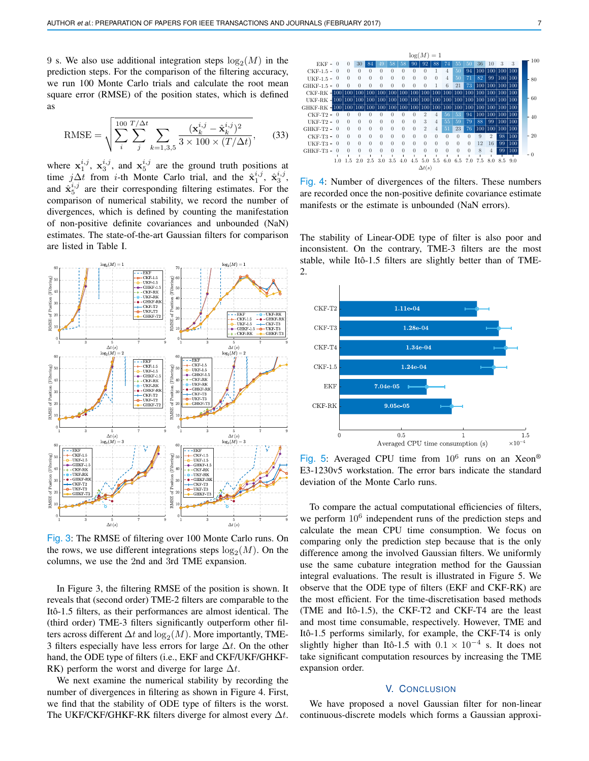9 s. We also use additional integration steps $\log_2(M)$ in the prediction steps. For the comparison of the filtering accuracy, we run 100 Monte Carlo trials and calculate the root mean square error (RMSE) of the position states, which is defined as

$$\mathrm{RMSE} = \sqrt{\sum_{i}^{100} \sum_{j}^{T/\Delta t} \sum_{k=1,3,5} \frac{(\mathbf{x}_k^{i,j} - \hat{\mathbf{x}}_k^{i,j})^2}{3 \times 100 \times (T/\Delta t)}}, \tag{33}$$

where $\mathbf{x}_1^{i,j}$, $\mathbf{x}_3^{i,j}$, and $\mathbf{x}_5^{i,j}$ are the ground truth positions at time $j\Delta t$ from $i$-th Monte Carlo trial, and the $\hat{\mathbf{x}}_1^{i,j}$, $\hat{\mathbf{x}}_3^{i,j}$, and $\hat{\mathbf{x}}_5^{i,j}$ are their corresponding filtering estimates. For the comparison of numerical stability, we record the number of divergences, which is defined by counting the manifestation of non-positive definite covariances and unbounded (NaN) estimates. The state-of-the-art Gaussian filters for comparison are listed in Table I.

Fig. 3: The RMSE of filtering over 100 Monte Carlo runs. On the rows, we use different integrations steps $\log_2(M)$. On the columns, we use the 2nd and 3rd TME expansion.

In Figure 3, the filtering RMSE of the position is shown. It reveals that (second order) TME-2 filters are comparable to the Itô-1.5 filters, as their performances are almost identical. The (third order) TME-3 filters significantly outperform other filters across different $\Delta t$ and $\log_2(M)$. More importantly, TME-3 filters especially have less errors for large $\Delta t$. On the other hand, the ODE type of filters (i.e., EKF and CKF/UKF/GHKF-RK) perform the worst and diverge for large $\Delta t$.

We next examine the numerical stability by recording the number of divergences in filtering as shown in Figure 4. First, we find that the stability of ODE type of filters is the worst. The UKF/CKF/GHKF-RK filters diverge for almost every $\Delta t$.

Fig. 4: Number of divergences of the filters. These numbers are recorded once the non-positive definite covariance estimate manifests or the estimate is unbounded (NaN errors).

The stability of Linear-ODE type of filter is also poor and inconsistent. On the contrary, TME-3 filters are the most stable, while Itô-1.5 filters are slightly better than of TME-2.

Fig. 5: Averaged CPU time from $10^6$ runs on an Xeon® E3-1230v5 workstation. The error bars indicate the standard deviation of the Monte Carlo runs.

To compare the actual computational efficiencies of filters, we perform $10^6$ independent runs of the prediction steps and calculate the mean CPU time consumption. We focus on comparing only the prediction step because that is the only difference among the involved Gaussian filters. We uniformly use the same cubature integration method for the Gaussian integral evaluations. The result is illustrated in Figure 5. We observe that the ODE type of filters (EKF and CKF-RK) are the most efficient. For the time-discretisation based methods (TME and Itô-1.5), the CKF-T2 and CKF-T4 are the least and most time consumable, respectively. However, TME and Itô-1.5 performs similarly, for example, the CKF-T4 is only slightly higher than Itô-1.5 with $0.1 \times 10^{-4}$ s. It does not take significant computation resources by increasing the TME expansion order.

## V. Conclusion

We have proposed a novel Gaussian filter for non-linear continuous-discrete models which forms a Gaussian approxi-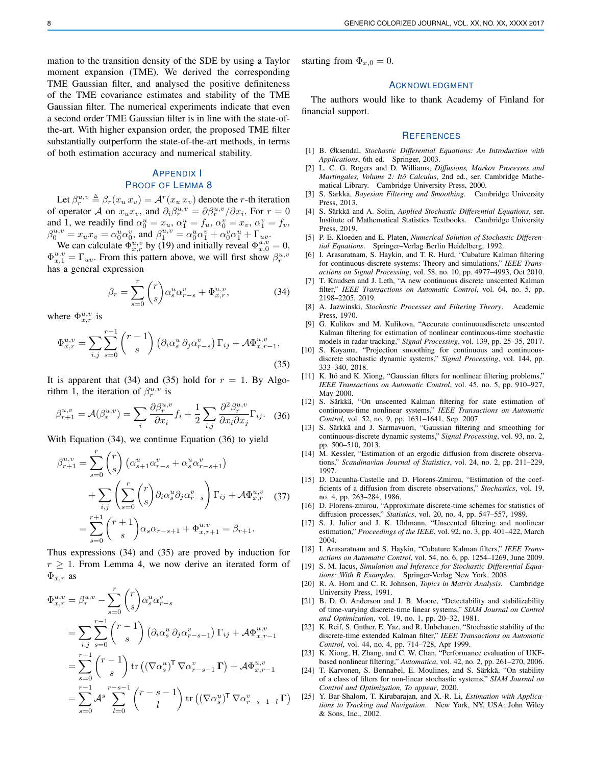mation to the transition density of the SDE by using a Taylor moment expansion (TME). We derived the corresponding TME Gaussian filter, and analysed the positive definiteness of the TME covariance estimates and stability of the TME Gaussian filter. The numerical experiments indicate that even a second order TME Gaussian filter is in line with the state-of-the-art. With higher expansion order, the proposed TME filter substantially outperform the state-of-the-art methods, in terms of both estimation accuracy and numerical stability.

## Appendix I
## Proof of Lemma 8

Let $\beta_r^{u,v} \triangleq \beta_r(x_u\, x_v) = \mathcal{A}^r(x_u\, x_v)$ denote the $r$-th iteration of operator $\mathcal{A}$ on $x_u x_v$, and $\partial_i \beta_r^{u,v} = \partial \beta_r^{u,v} / \partial x_i$. For $r = 0$ and 1, we readily find $\alpha_0^u = x_u$, $\alpha_1^u = f_u$, $\alpha_0^v = x_v$, $\alpha_1^v = f_v$, $\beta_0^{u,v} = x_u x_v = \alpha_0^u \alpha_0^v$, and $\beta_1^{u,v} = \alpha_0^u\alpha_1^v + \alpha_0^v \alpha_1^u + \Gamma_{uv}$.

We can calculate $\Phi_{x,r}^{u,v}$ by (19) and initially reveal $\Phi_{x,0}^{u,v} = 0$, $\Phi_{x,1}^{u,v} = \Gamma_{uv}$. From this pattern above, we will first show $\beta_r^{u,v}$ has a general expression

$$\beta_r = \sum_{s=0}^{r} \binom{r}{s} \alpha_s^u \alpha_{r-s}^v + \Phi_{x,r}^{u,v}, \tag{34}$$

where $\Phi_{x,r}^{u,v}$ is

$$\Phi_{x,r}^{u,v} = \sum_{i,j} \sum_{s=0}^{r-1} \binom{r-1}{s} \left(\partial_i \alpha_s^u\, \partial_j \alpha_{r-s}^v\right) \Gamma_{ij} + \mathcal{A}\Phi_{x,r-1}^{u,v}, \tag{35}$$

It is apparent that (34) and (35) hold for $r = 1$. By Algorithm 1, the iteration of $\beta_r^{u,v}$ is

$$\beta_{r+1}^{u,v} = \mathcal{A}(\beta_r^{u,v}) = \sum_i \frac{\partial \beta_r^{u,v}}{\partial x_i} f_i + \frac{1}{2}\sum_{i,j} \frac{\partial^2 \beta_r^{u,v}}{\partial x_i \partial x_j} \Gamma_{ij}. \tag{36}$$

With Equation (34), we continue Equation (36) to yield

$$\begin{aligned} \beta_{r+1}^{u,v} &= \sum_{s=0}^{r} \binom{r}{s} \left(\alpha_{s+1}^u \alpha_{r-s}^v + \alpha_s^u \alpha_{r-s+1}^v\right) \\ &\quad + \sum_{i,j}\left(\sum_{s=0}^{r}\binom{r}{s} \partial_i \alpha_s^u \partial_j \alpha_{r-s}^v\right)\Gamma_{ij} + \mathcal{A}\Phi_{x,r}^{u,v} \\ &= \sum_{s=0}^{r+1}\binom{r+1}{s} \alpha_s \alpha_{r-s+1} + \Phi_{x,r+1}^{u,v} = \beta_{r+1}. \end{aligned} \tag{37}$$

Thus expressions (34) and (35) are proved by induction for $r \geq 1$. From Lemma 4, we now derive an iterated form of $\Phi_{x,r}$ as

$$\begin{aligned} \Phi_{x,r}^{u,v} &= \beta_r^{u,v} - \sum_{s=0}^{r}\binom{r}{s}\alpha_s^u \alpha_{r-s}^v \\ &= \sum_{i,j}\sum_{s=0}^{r-1}\binom{r-1}{s}\left(\partial_i \alpha_s^u\, \partial_j \alpha_{r-s-1}^v\right)\Gamma_{ij} + \mathcal{A}\Phi_{x,r-1}^{u,v} \\ &= \sum_{s=0}^{r-1}\binom{r-1}{s} \operatorname{tr}\left(\left(\nabla \alpha_s^u\right)^\mathsf{T} \nabla \alpha_{r-s-1}^v\, \mathbf{\Gamma}\right) + \mathcal{A}\Phi_{x,r-1}^{u,v} \\ &= \sum_{s=0}^{r-1} \mathcal{A}^s \sum_{l=0}^{r-s-1} \binom{r-s-1}{l} \operatorname{tr}\left(\left(\nabla \alpha_s^u\right)^\mathsf{T} \nabla \alpha_{r-s-1-l}^v\, \mathbf{\Gamma}\right) \end{aligned}$$

starting from $\Phi_{x,0} = 0$.

## Acknowledgment

The authors would like to thank Academy of Finland for financial support.

## References

[1] B. Øksendal, *Stochastic Differential Equations: An Introduction with Applications*, 6th ed. Springer, 2003.

[2] L. C. G. Rogers and D. Williams, *Diffusions, Markov Processes and Martingales, Volume 2: Itô Calculus*, 2nd ed., ser. Cambridge Mathematical Library. Cambridge University Press, 2000.

[3] S. Särkkä, *Bayesian Filtering and Smoothing*. Cambridge University Press, 2013.

[4] S. Särkkä and A. Solin, *Applied Stochastic Differential Equations*, ser. Institute of Mathematical Statistics Textbooks. Cambridge University Press, 2019.

[5] P. E. Kloeden and E. Platen, *Numerical Solution of Stochastic Differential Equations*. Springer–Verlag Berlin Heidelberg, 1992.

[6] I. Arasaratnam, S. Haykin, and T. R. Hurd, "Cubature Kalman filtering for continuous-discrete systems: Theory and simulations," *IEEE Transactions on Signal Processing*, vol. 58, no. 10, pp. 4977–4993, Oct 2010.

[7] T. Knudsen and J. Leth, "A new continuous discrete unscented Kalman filter," *IEEE Transactions on Automatic Control*, vol. 64, no. 5, pp. 2198–2205, 2019.

[8] A. Jazwinski, *Stochastic Processes and Filtering Theory*. Academic Press, 1970.

[9] G. Kulikov and M. Kulikova, "Accurate continuousdiscrete unscented Kalman filtering for estimation of nonlinear continuous-time stochastic models in radar tracking," *Signal Processing*, vol. 139, pp. 25–35, 2017.

[10] S. Koyama, "Projection smoothing for continuous and continuous-discrete stochastic dynamic systems," *Signal Processing*, vol. 144, pp. 333–340, 2018.

[11] K. Itô and K. Xiong, "Gaussian filters for nonlinear filtering problems," *IEEE Transactions on Automatic Control*, vol. 45, no. 5, pp. 910–927, May 2000.

[12] S. Särkkä, "On unscented Kalman filtering for state estimation of continuous-time nonlinear systems," *IEEE Transactions on Automatic Control*, vol. 52, no. 9, pp. 1631–1641, Sep. 2007.

[13] S. Särkkä and J. Sarmavuori, "Gaussian filtering and smoothing for continuous-discrete dynamic systems," *Signal Processing*, vol. 93, no. 2, pp. 500–510, 2013.

[14] M. Kessler, "Estimation of an ergodic diffusion from discrete observations," *Scandinavian Journal of Statistics*, vol. 24, no. 2, pp. 211–229, 1997.

[15] D. Dacunha-Castelle and D. Florens-Zmirou, "Estimation of the coefficients of a diffusion from discrete observations," *Stochastics*, vol. 19, no. 4, pp. 263–284, 1986.

[16] D. Florens-zmirou, "Approximate discrete-time schemes for statistics of diffusion processes," *Statistics*, vol. 20, no. 4, pp. 547–557, 1989.

[17] S. J. Julier and J. K. Uhlmann, "Unscented filtering and nonlinear estimation," *Proceedings of the IEEE*, vol. 92, no. 3, pp. 401–422, March 2004.

[18] I. Arasaratnam and S. Haykin, "Cubature Kalman filters," *IEEE Transactions on Automatic Control*, vol. 54, no. 6, pp. 1254–1269, June 2009.

[19] S. M. Iacus, *Simulation and Inference for Stochastic Differential Equations: With R Examples*. Springer-Verlag New York, 2008.

[20] R. A. Horn and C. R. Johnson, *Topics in Matrix Analysis*. Cambridge University Press, 1991.

[21] B. D. O. Anderson and J. B. Moore, "Detectability and stabilizability of time-varying discrete-time linear systems," *SIAM Journal on Control and Optimization*, vol. 19, no. 1, pp. 20–32, 1981.

[22] K. Reif, S. Gnther, E. Yaz, and R. Unbehauen, "Stochastic stability of the discrete-time extended Kalman filter," *IEEE Transactions on Automatic Control*, vol. 44, no. 4, pp. 714–728, Apr 1999.

[23] K. Xiong, H. Zhang, and C. W. Chan, "Performance evaluation of UKF-based nonlinear filtering," *Automatica*, vol. 42, no. 2, pp. 261–270, 2006.

[24] T. Karvonen, S. Bonnabel, E. Moulines, and S. Särkkä, "On stability of a class of filters for non-linear stochastic systems," *SIAM Journal on Control and Optimization, To appear*, 2020.

[25] Y. Bar-Shalom, T. Kirubarajan, and X.-R. Li, *Estimation with Applications to Tracking and Navigation*. New York, NY, USA: John Wiley & Sons, Inc., 2002.